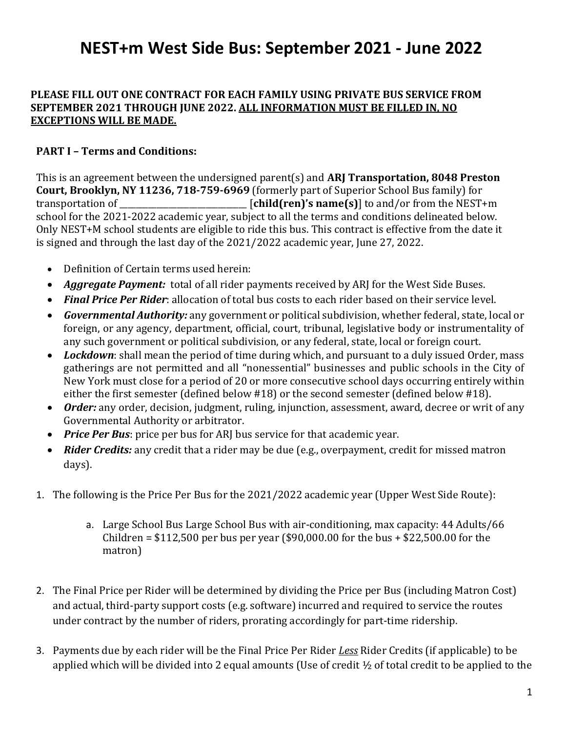# NEST+m West Side Bus: September 2021 - June 2022

**PLEASE FILL OUT ONE CONTRACT FOR EACH FAMILY USING PRIVATE BUS SERVICE FROM SEPTEMBER 2021 THROUGH JUNE 2022. ALL INFORMATION MUST BE FILLED IN, NO EXCEPTIONS WILL BE MADE.**

**PART I – Terms and Conditions:**

This is an agreement between the undersigned parent(s) and **ARJ Transportation, 8048 Preston Court, Brooklyn, NY 11236, 718-759-6969** (formerly part of Superior School Bus family) for transportation of ______________________________ [**child(ren)'s name(s)**] to and/or from the NEST+m school for the 2021-2022 academic year, subject to all the terms and conditions delineated below. Only NEST+M school students are eligible to ride this bus. This contract is effective from the date it is signed and through the last day of the 2021/2022 academic year, June 27, 2022.

- Definition of Certain terms used herein:
- ***Aggregate Payment:*** total of all rider payments received by ARJ for the West Side Buses.
- ***Final Price Per Rider***: allocation of total bus costs to each rider based on their service level.
- ***Governmental Authority:*** any government or political subdivision, whether federal, state, local or foreign, or any agency, department, official, court, tribunal, legislative body or instrumentality of any such government or political subdivision, or any federal, state, local or foreign court.
- ***Lockdown***: shall mean the period of time during which, and pursuant to a duly issued Order, mass gatherings are not permitted and all "nonessential" businesses and public schools in the City of New York must close for a period of 20 or more consecutive school days occurring entirely within either the first semester (defined below #18) or the second semester (defined below #18).
- ***Order:*** any order, decision, judgment, ruling, injunction, assessment, award, decree or writ of any Governmental Authority or arbitrator.
- ***Price Per Bus***: price per bus for ARJ bus service for that academic year.
- ***Rider Credits:*** any credit that a rider may be due (e.g., overpayment, credit for missed matron days).

1. The following is the Price Per Bus for the 2021/2022 academic year (Upper West Side Route):

    a. Large School Bus Large School Bus with air-conditioning, max capacity: 44 Adults/66 Children = $112,500 per bus per year ($90,000.00 for the bus + $22,500.00 for the matron)

2. The Final Price per Rider will be determined by dividing the Price per Bus (including Matron Cost) and actual, third-party support costs (e.g. software) incurred and required to service the routes under contract by the number of riders, prorating accordingly for part-time ridership.

3. Payments due by each rider will be the Final Price Per Rider *Less* Rider Credits (if applicable) to be applied which will be divided into 2 equal amounts (Use of credit ½ of total credit to be applied to the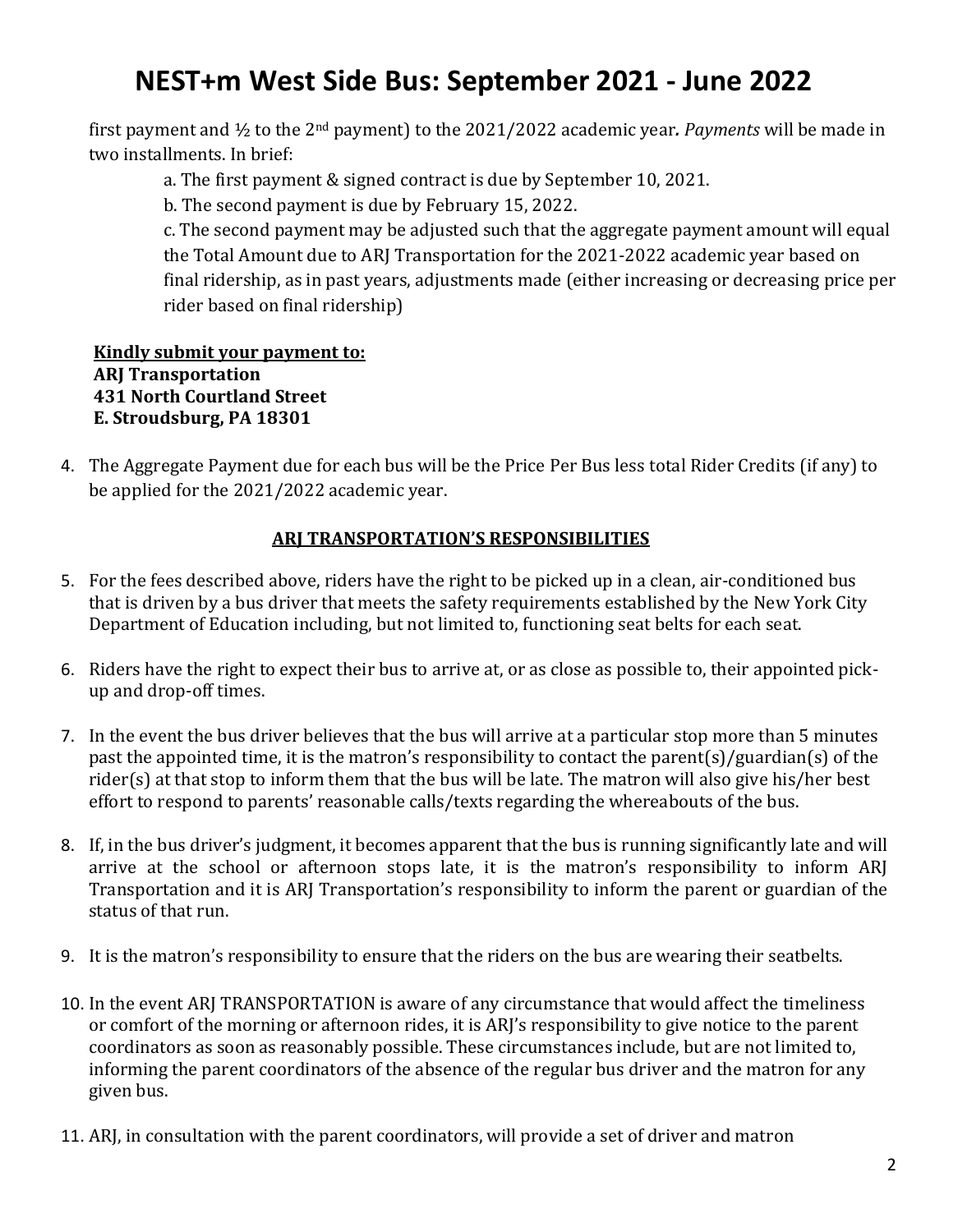first payment and ½ to the 2nd payment) to the 2021/2022 academic year*. Payments* will be made in two installments. In brief:

a. The first payment & signed contract is due by September 10, 2021.

b. The second payment is due by February 15, 2022.

c. The second payment may be adjusted such that the aggregate payment amount will equal the Total Amount due to ARJ Transportation for the 2021-2022 academic year based on final ridership, as in past years, adjustments made (either increasing or decreasing price per rider based on final ridership)

**<u>Kindly submit your payment to:</u>**
**ARJ Transportation**
**431 North Courtland Street**
**E. Stroudsburg, PA 18301**

4. The Aggregate Payment due for each bus will be the Price Per Bus less total Rider Credits (if any) to be applied for the 2021/2022 academic year.

**<u>ARJ TRANSPORTATION'S RESPONSIBILITIES</u>**

5. For the fees described above, riders have the right to be picked up in a clean, air-conditioned bus that is driven by a bus driver that meets the safety requirements established by the New York City Department of Education including, but not limited to, functioning seat belts for each seat.

6. Riders have the right to expect their bus to arrive at, or as close as possible to, their appointed pick-up and drop-off times.

7. In the event the bus driver believes that the bus will arrive at a particular stop more than 5 minutes past the appointed time, it is the matron's responsibility to contact the parent(s)/guardian(s) of the rider(s) at that stop to inform them that the bus will be late. The matron will also give his/her best effort to respond to parents' reasonable calls/texts regarding the whereabouts of the bus.

8. If, in the bus driver's judgment, it becomes apparent that the bus is running significantly late and will arrive at the school or afternoon stops late, it is the matron's responsibility to inform ARJ Transportation and it is ARJ Transportation's responsibility to inform the parent or guardian of the status of that run.

9. It is the matron's responsibility to ensure that the riders on the bus are wearing their seatbelts.

10. In the event ARJ TRANSPORTATION is aware of any circumstance that would affect the timeliness or comfort of the morning or afternoon rides, it is ARJ's responsibility to give notice to the parent coordinators as soon as reasonably possible. These circumstances include, but are not limited to, informing the parent coordinators of the absence of the regular bus driver and the matron for any given bus.

11. ARJ, in consultation with the parent coordinators, will provide a set of driver and matron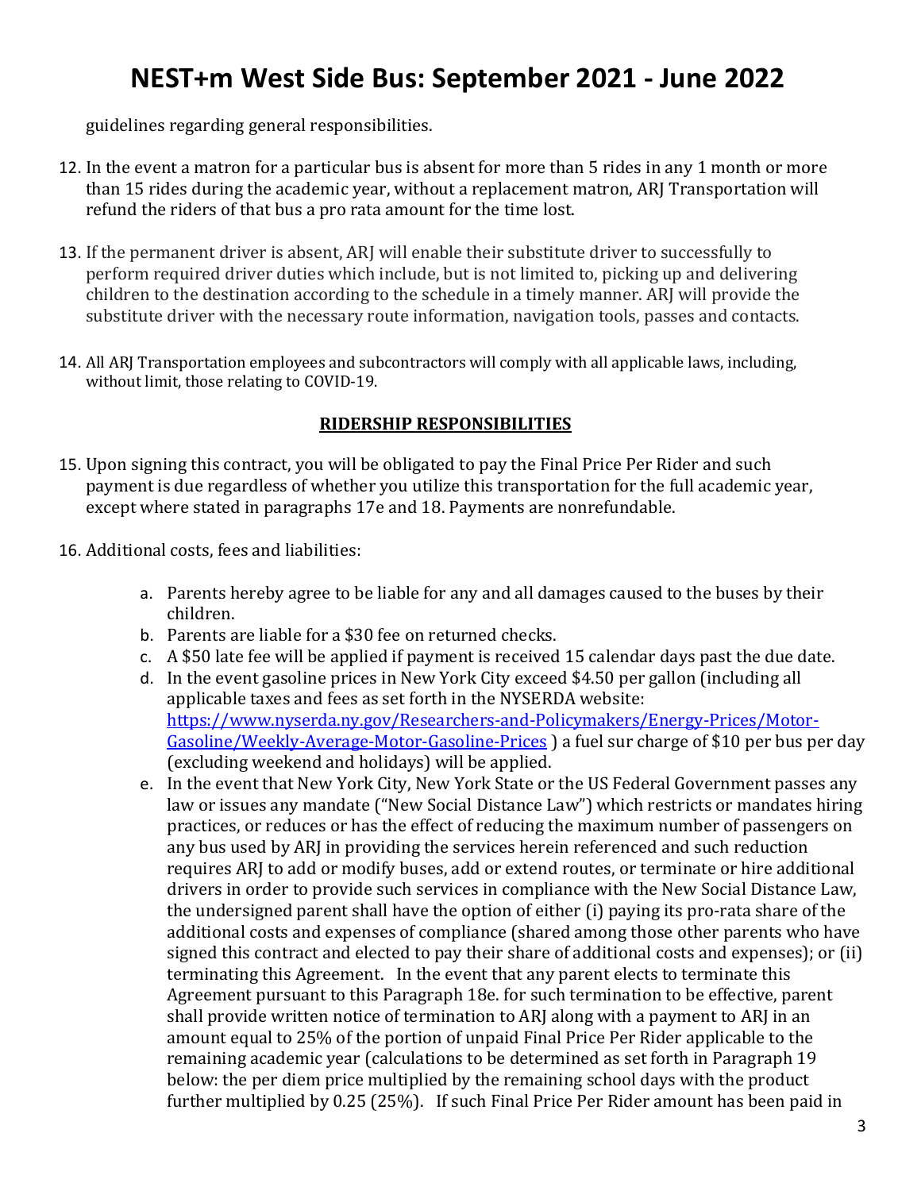guidelines regarding general responsibilities.

12. In the event a matron for a particular bus is absent for more than 5 rides in any 1 month or more than 15 rides during the academic year, without a replacement matron, ARJ Transportation will refund the riders of that bus a pro rata amount for the time lost.

13. If the permanent driver is absent, ARJ will enable their substitute driver to successfully to perform required driver duties which include, but is not limited to, picking up and delivering children to the destination according to the schedule in a timely manner. ARJ will provide the substitute driver with the necessary route information, navigation tools, passes and contacts.

14. All ARJ Transportation employees and subcontractors will comply with all applicable laws, including, without limit, those relating to COVID-19.

## RIDERSHIP RESPONSIBILITIES

15. Upon signing this contract, you will be obligated to pay the Final Price Per Rider and such payment is due regardless of whether you utilize this transportation for the full academic year, except where stated in paragraphs 17e and 18. Payments are nonrefundable.

16. Additional costs, fees and liabilities:

    a. Parents hereby agree to be liable for any and all damages caused to the buses by their children.
    b. Parents are liable for a $30 fee on returned checks.
    c. A $50 late fee will be applied if payment is received 15 calendar days past the due date.
    d. In the event gasoline prices in New York City exceed $4.50 per gallon (including all applicable taxes and fees as set forth in the NYSERDA website: [https://www.nyserda.ny.gov/Researchers-and-Policymakers/Energy-Prices/Motor-Gasoline/Weekly-Average-Motor-Gasoline-Prices](https://www.nyserda.ny.gov/Researchers-and-Policymakers/Energy-Prices/Motor-Gasoline/Weekly-Average-Motor-Gasoline-Prices) ) a fuel sur charge of $10 per bus per day (excluding weekend and holidays) will be applied.
    e. In the event that New York City, New York State or the US Federal Government passes any law or issues any mandate ("New Social Distance Law") which restricts or mandates hiring practices, or reduces or has the effect of reducing the maximum number of passengers on any bus used by ARJ in providing the services herein referenced and such reduction requires ARJ to add or modify buses, add or extend routes, or terminate or hire additional drivers in order to provide such services in compliance with the New Social Distance Law, the undersigned parent shall have the option of either (i) paying its pro-rata share of the additional costs and expenses of compliance (shared among those other parents who have signed this contract and elected to pay their share of additional costs and expenses); or (ii) terminating this Agreement. In the event that any parent elects to terminate this Agreement pursuant to this Paragraph 18e. for such termination to be effective, parent shall provide written notice of termination to ARJ along with a payment to ARJ in an amount equal to 25% of the portion of unpaid Final Price Per Rider applicable to the remaining academic year (calculations to be determined as set forth in Paragraph 19 below: the per diem price multiplied by the remaining school days with the product further multiplied by 0.25 (25%). If such Final Price Per Rider amount has been paid in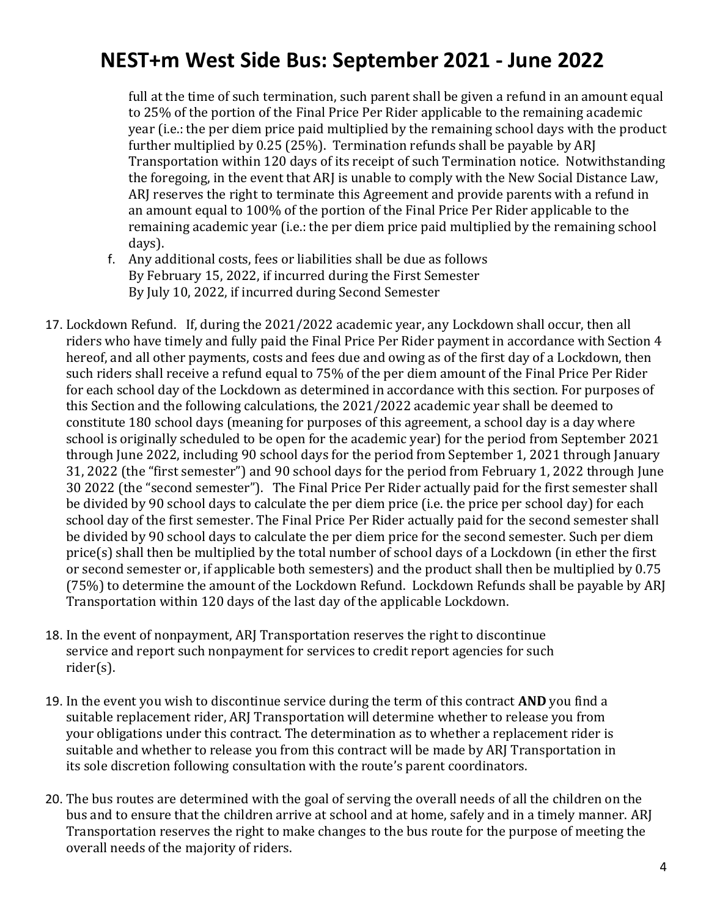full at the time of such termination, such parent shall be given a refund in an amount equal to 25% of the portion of the Final Price Per Rider applicable to the remaining academic year (i.e.: the per diem price paid multiplied by the remaining school days with the product further multiplied by 0.25 (25%). Termination refunds shall be payable by ARJ Transportation within 120 days of its receipt of such Termination notice. Notwithstanding the foregoing, in the event that ARJ is unable to comply with the New Social Distance Law, ARJ reserves the right to terminate this Agreement and provide parents with a refund in an amount equal to 100% of the portion of the Final Price Per Rider applicable to the remaining academic year (i.e.: the per diem price paid multiplied by the remaining school days).

f. Any additional costs, fees or liabilities shall be due as follows
   By February 15, 2022, if incurred during the First Semester
   By July 10, 2022, if incurred during Second Semester

17. Lockdown Refund. If, during the 2021/2022 academic year, any Lockdown shall occur, then all riders who have timely and fully paid the Final Price Per Rider payment in accordance with Section 4 hereof, and all other payments, costs and fees due and owing as of the first day of a Lockdown, then such riders shall receive a refund equal to 75% of the per diem amount of the Final Price Per Rider for each school day of the Lockdown as determined in accordance with this section. For purposes of this Section and the following calculations, the 2021/2022 academic year shall be deemed to constitute 180 school days (meaning for purposes of this agreement, a school day is a day where school is originally scheduled to be open for the academic year) for the period from September 2021 through June 2022, including 90 school days for the period from September 1, 2021 through January 31, 2022 (the "first semester") and 90 school days for the period from February 1, 2022 through June 30 2022 (the "second semester"). The Final Price Per Rider actually paid for the first semester shall be divided by 90 school days to calculate the per diem price (i.e. the price per school day) for each school day of the first semester. The Final Price Per Rider actually paid for the second semester shall be divided by 90 school days to calculate the per diem price for the second semester. Such per diem price(s) shall then be multiplied by the total number of school days of a Lockdown (in ether the first or second semester or, if applicable both semesters) and the product shall then be multiplied by 0.75 (75%) to determine the amount of the Lockdown Refund. Lockdown Refunds shall be payable by ARJ Transportation within 120 days of the last day of the applicable Lockdown.

18. In the event of nonpayment, ARJ Transportation reserves the right to discontinue service and report such nonpayment for services to credit report agencies for such rider(s).

19. In the event you wish to discontinue service during the term of this contract **AND** you find a suitable replacement rider, ARJ Transportation will determine whether to release you from your obligations under this contract. The determination as to whether a replacement rider is suitable and whether to release you from this contract will be made by ARJ Transportation in its sole discretion following consultation with the route's parent coordinators.

20. The bus routes are determined with the goal of serving the overall needs of all the children on the bus and to ensure that the children arrive at school and at home, safely and in a timely manner. ARJ Transportation reserves the right to make changes to the bus route for the purpose of meeting the overall needs of the majority of riders.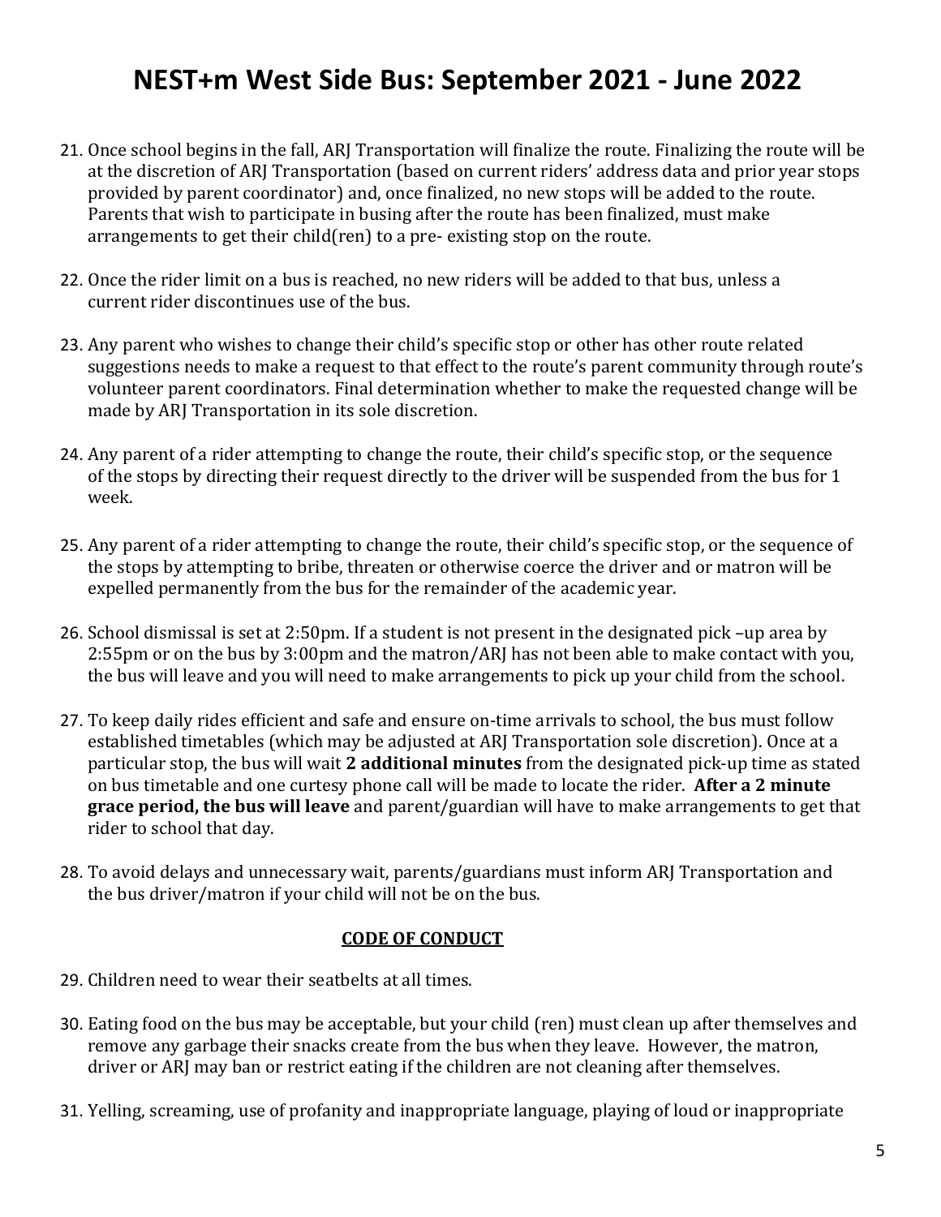# NEST+m West Side Bus: September 2021 - June 2022

21. Once school begins in the fall, ARJ Transportation will finalize the route. Finalizing the route will be at the discretion of ARJ Transportation (based on current riders' address data and prior year stops provided by parent coordinator) and, once finalized, no new stops will be added to the route. Parents that wish to participate in busing after the route has been finalized, must make arrangements to get their child(ren) to a pre- existing stop on the route.

22. Once the rider limit on a bus is reached, no new riders will be added to that bus, unless a current rider discontinues use of the bus.

23. Any parent who wishes to change their child's specific stop or other has other route related suggestions needs to make a request to that effect to the route's parent community through route's volunteer parent coordinators. Final determination whether to make the requested change will be made by ARJ Transportation in its sole discretion.

24. Any parent of a rider attempting to change the route, their child's specific stop, or the sequence of the stops by directing their request directly to the driver will be suspended from the bus for 1 week.

25. Any parent of a rider attempting to change the route, their child's specific stop, or the sequence of the stops by attempting to bribe, threaten or otherwise coerce the driver and or matron will be expelled permanently from the bus for the remainder of the academic year.

26. School dismissal is set at 2:50pm. If a student is not present in the designated pick –up area by 2:55pm or on the bus by 3:00pm and the matron/ARJ has not been able to make contact with you, the bus will leave and you will need to make arrangements to pick up your child from the school.

27. To keep daily rides efficient and safe and ensure on-time arrivals to school, the bus must follow established timetables (which may be adjusted at ARJ Transportation sole discretion). Once at a particular stop, the bus will wait **2 additional minutes** from the designated pick-up time as stated on bus timetable and one curtesy phone call will be made to locate the rider. **After a 2 minute grace period, the bus will leave** and parent/guardian will have to make arrangements to get that rider to school that day.

28. To avoid delays and unnecessary wait, parents/guardians must inform ARJ Transportation and the bus driver/matron if your child will not be on the bus.

**CODE OF CONDUCT**

29. Children need to wear their seatbelts at all times.

30. Eating food on the bus may be acceptable, but your child (ren) must clean up after themselves and remove any garbage their snacks create from the bus when they leave. However, the matron, driver or ARJ may ban or restrict eating if the children are not cleaning after themselves.

31. Yelling, screaming, use of profanity and inappropriate language, playing of loud or inappropriate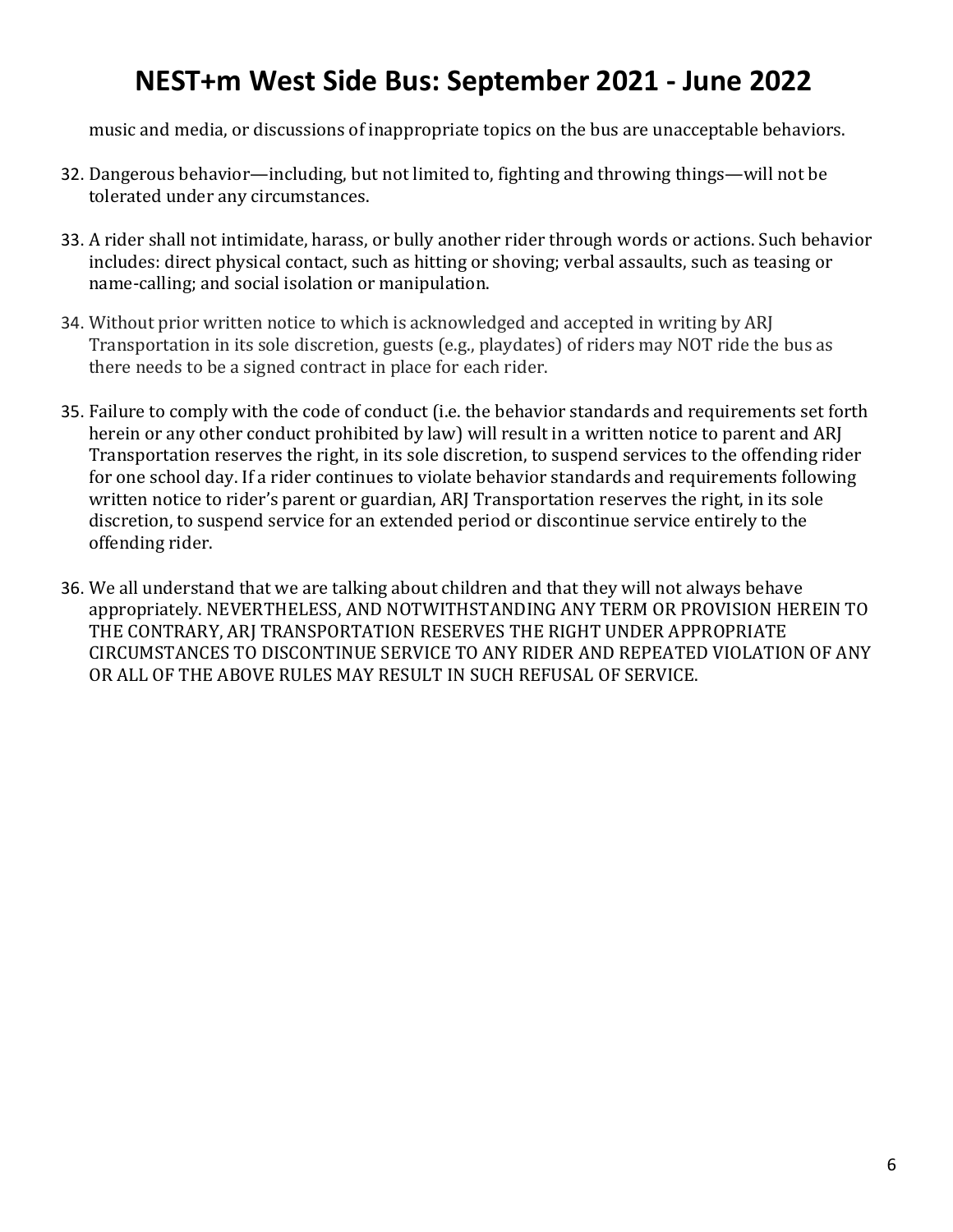music and media, or discussions of inappropriate topics on the bus are unacceptable behaviors.

32. Dangerous behavior—including, but not limited to, fighting and throwing things—will not be tolerated under any circumstances.

33. A rider shall not intimidate, harass, or bully another rider through words or actions. Such behavior includes: direct physical contact, such as hitting or shoving; verbal assaults, such as teasing or name-calling; and social isolation or manipulation.

34. Without prior written notice to which is acknowledged and accepted in writing by ARJ Transportation in its sole discretion, guests (e.g., playdates) of riders may NOT ride the bus as there needs to be a signed contract in place for each rider.

35. Failure to comply with the code of conduct (i.e. the behavior standards and requirements set forth herein or any other conduct prohibited by law) will result in a written notice to parent and ARJ Transportation reserves the right, in its sole discretion, to suspend services to the offending rider for one school day. If a rider continues to violate behavior standards and requirements following written notice to rider's parent or guardian, ARJ Transportation reserves the right, in its sole discretion, to suspend service for an extended period or discontinue service entirely to the offending rider.

36. We all understand that we are talking about children and that they will not always behave appropriately. NEVERTHELESS, AND NOTWITHSTANDING ANY TERM OR PROVISION HEREIN TO THE CONTRARY, ARJ TRANSPORTATION RESERVES THE RIGHT UNDER APPROPRIATE CIRCUMSTANCES TO DISCONTINUE SERVICE TO ANY RIDER AND REPEATED VIOLATION OF ANY OR ALL OF THE ABOVE RULES MAY RESULT IN SUCH REFUSAL OF SERVICE.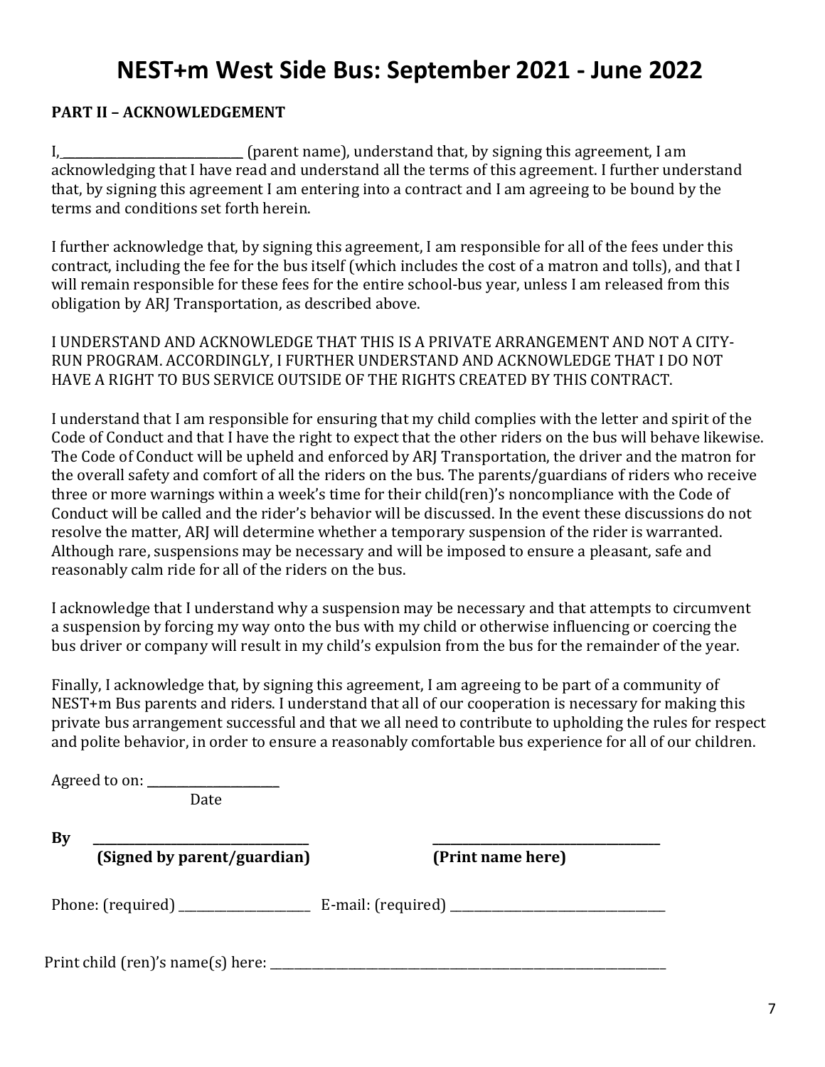# NEST+m West Side Bus: September 2021 - June 2022

**PART II – ACKNOWLEDGEMENT**

I, ______________________________ (parent name), understand that, by signing this agreement, I am acknowledging that I have read and understand all the terms of this agreement. I further understand that, by signing this agreement I am entering into a contract and I am agreeing to be bound by the terms and conditions set forth herein.

I further acknowledge that, by signing this agreement, I am responsible for all of the fees under this contract, including the fee for the bus itself (which includes the cost of a matron and tolls), and that I will remain responsible for these fees for the entire school-bus year, unless I am released from this obligation by ARJ Transportation, as described above.

I UNDERSTAND AND ACKNOWLEDGE THAT THIS IS A PRIVATE ARRANGEMENT AND NOT A CITY-RUN PROGRAM. ACCORDINGLY, I FURTHER UNDERSTAND AND ACKNOWLEDGE THAT I DO NOT HAVE A RIGHT TO BUS SERVICE OUTSIDE OF THE RIGHTS CREATED BY THIS CONTRACT.

I understand that I am responsible for ensuring that my child complies with the letter and spirit of the Code of Conduct and that I have the right to expect that the other riders on the bus will behave likewise. The Code of Conduct will be upheld and enforced by ARJ Transportation, the driver and the matron for the overall safety and comfort of all the riders on the bus. The parents/guardians of riders who receive three or more warnings within a week's time for their child(ren)'s noncompliance with the Code of Conduct will be called and the rider's behavior will be discussed. In the event these discussions do not resolve the matter, ARJ will determine whether a temporary suspension of the rider is warranted. Although rare, suspensions may be necessary and will be imposed to ensure a pleasant, safe and reasonably calm ride for all of the riders on the bus.

I acknowledge that I understand why a suspension may be necessary and that attempts to circumvent a suspension by forcing my way onto the bus with my child or otherwise influencing or coercing the bus driver or company will result in my child's expulsion from the bus for the remainder of the year.

Finally, I acknowledge that, by signing this agreement, I am agreeing to be part of a community of NEST+m Bus parents and riders. I understand that all of our cooperation is necessary for making this private bus arrangement successful and that we all need to contribute to upholding the rules for respect and polite behavior, in order to ensure a reasonably comfortable bus experience for all of our children.

Agreed to on: ______________________
Date

**By** ____________________________________ ____________________________________
**(Signed by parent/guardian)** **(Print name here)**

Phone: (required) ______________________ E-mail: (required) ____________________________________

Print child (ren)'s name(s) here: ____________________________________________________________________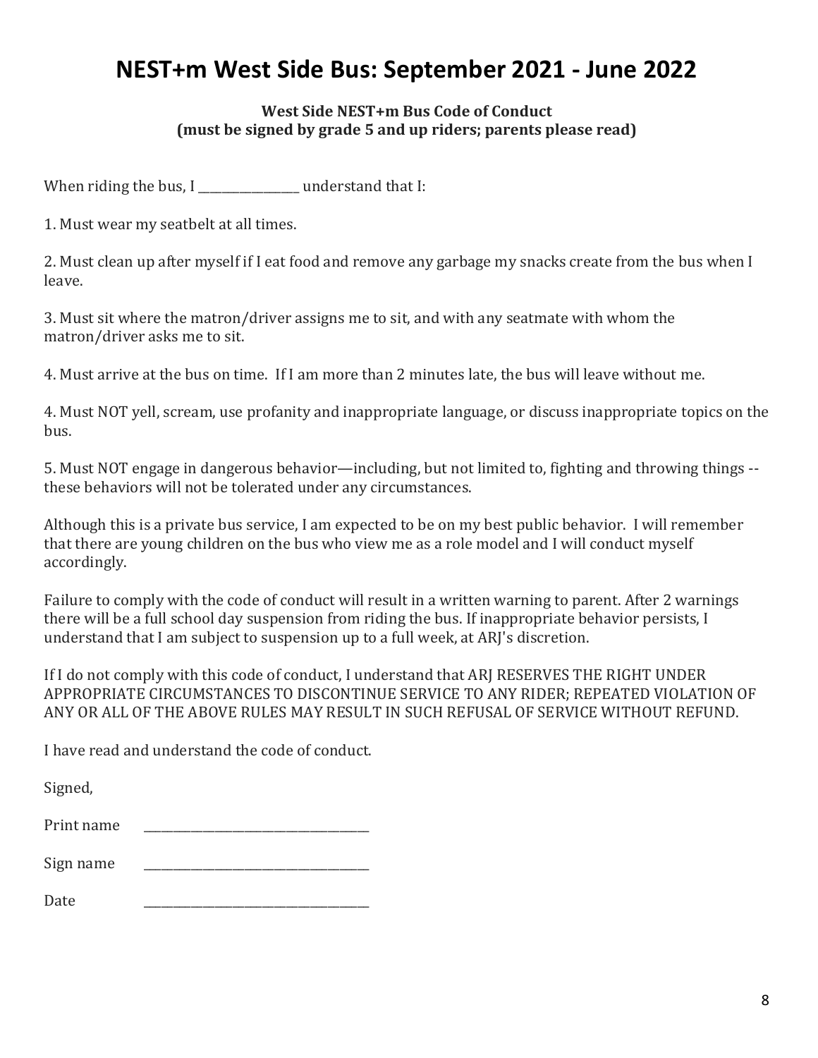# NEST+m West Side Bus: September 2021 - June 2022

**West Side NEST+m Bus Code of Conduct**
**(must be signed by grade 5 and up riders; parents please read)**

When riding the bus, I _________________ understand that I:

1. Must wear my seatbelt at all times.

2. Must clean up after myself if I eat food and remove any garbage my snacks create from the bus when I leave.

3. Must sit where the matron/driver assigns me to sit, and with any seatmate with whom the matron/driver asks me to sit.

4. Must arrive at the bus on time. If I am more than 2 minutes late, the bus will leave without me.

4. Must NOT yell, scream, use profanity and inappropriate language, or discuss inappropriate topics on the bus.

5. Must NOT engage in dangerous behavior—including, but not limited to, fighting and throwing things -- these behaviors will not be tolerated under any circumstances.

Although this is a private bus service, I am expected to be on my best public behavior. I will remember that there are young children on the bus who view me as a role model and I will conduct myself accordingly.

Failure to comply with the code of conduct will result in a written warning to parent. After 2 warnings there will be a full school day suspension from riding the bus. If inappropriate behavior persists, I understand that I am subject to suspension up to a full week, at ARJ's discretion.

If I do not comply with this code of conduct, I understand that ARJ RESERVES THE RIGHT UNDER APPROPRIATE CIRCUMSTANCES TO DISCONTINUE SERVICE TO ANY RIDER; REPEATED VIOLATION OF ANY OR ALL OF THE ABOVE RULES MAY RESULT IN SUCH REFUSAL OF SERVICE WITHOUT REFUND.

I have read and understand the code of conduct.

Signed,

Print name ____________________________________

Sign name ____________________________________

Date ____________________________________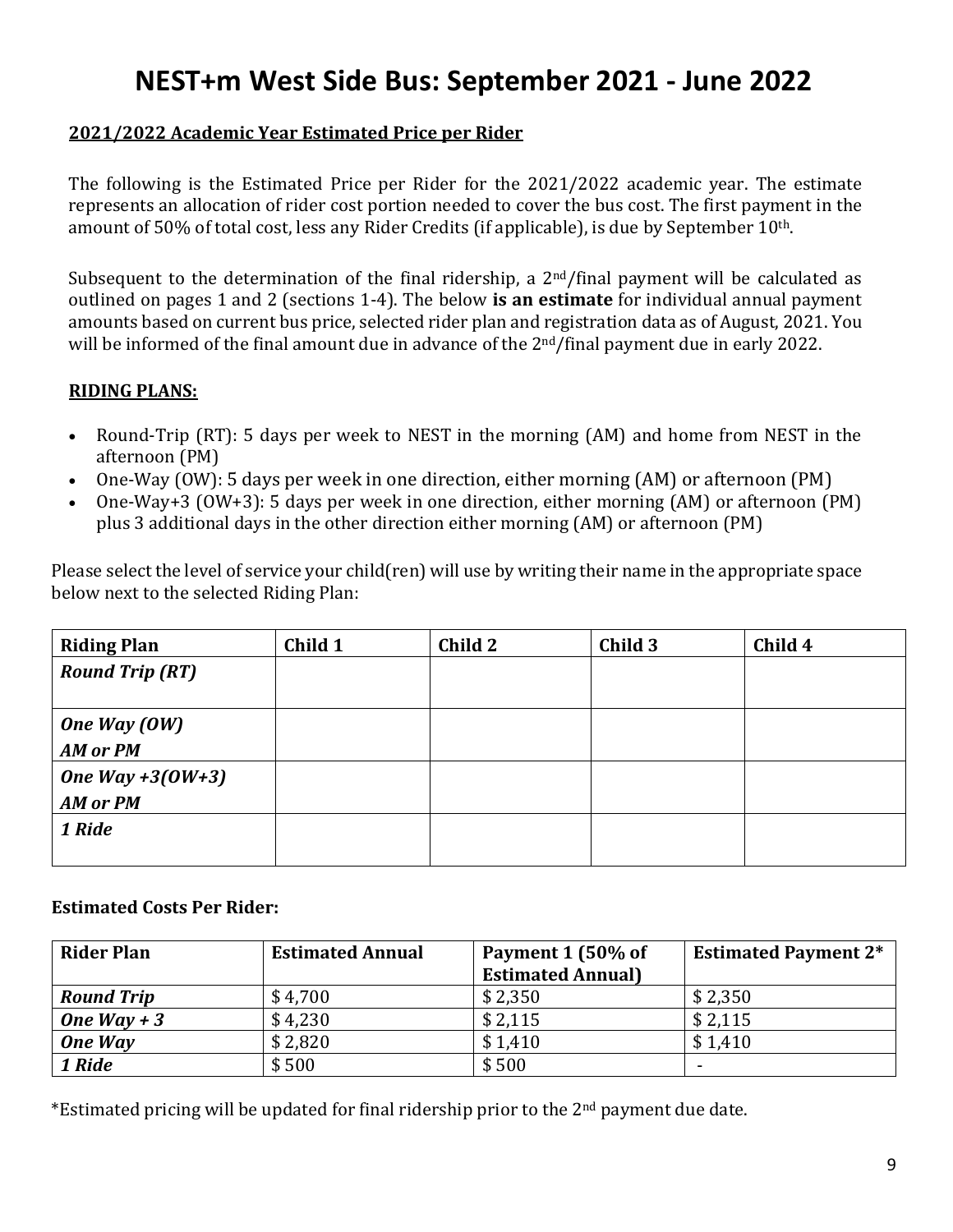# NEST+m West Side Bus: September 2021 - June 2022

**2021/2022 Academic Year Estimated Price per Rider**

The following is the Estimated Price per Rider for the 2021/2022 academic year. The estimate represents an allocation of rider cost portion needed to cover the bus cost. The first payment in the amount of 50% of total cost, less any Rider Credits (if applicable), is due by September 10th.

Subsequent to the determination of the final ridership, a 2nd/final payment will be calculated as outlined on pages 1 and 2 (sections 1-4). The below **is an estimate** for individual annual payment amounts based on current bus price, selected rider plan and registration data as of August, 2021. You will be informed of the final amount due in advance of the 2nd/final payment due in early 2022.

**RIDING PLANS:**

- Round-Trip (RT): 5 days per week to NEST in the morning (AM) and home from NEST in the afternoon (PM)
- One-Way (OW): 5 days per week in one direction, either morning (AM) or afternoon (PM)
- One-Way+3 (OW+3): 5 days per week in one direction, either morning (AM) or afternoon (PM) plus 3 additional days in the other direction either morning (AM) or afternoon (PM)

Please select the level of service your child(ren) will use by writing their name in the appropriate space below next to the selected Riding Plan:

| Riding Plan | Child 1 | Child 2 | Child 3 | Child 4 |
|---|---|---|---|---|
| ***Round Trip (RT)*** | | | | |
| ***One Way (OW) AM or PM*** | | | | |
| ***One Way +3(OW+3) AM or PM*** | | | | |
| ***1 Ride*** | | | | |

**Estimated Costs Per Rider:**

| Rider Plan | Estimated Annual | Payment 1 (50% of Estimated Annual) | Estimated Payment 2* |
|---|---|---|---|
| ***Round Trip*** | $ 4,700 | $ 2,350 | $ 2,350 |
| ***One Way + 3*** | $ 4,230 | $ 2,115 | $ 2,115 |
| ***One Way*** | $ 2,820 | $ 1,410 | $ 1,410 |
| ***1 Ride*** | $ 500 | $ 500 | - |

*Estimated pricing will be updated for final ridership prior to the 2nd payment due date.